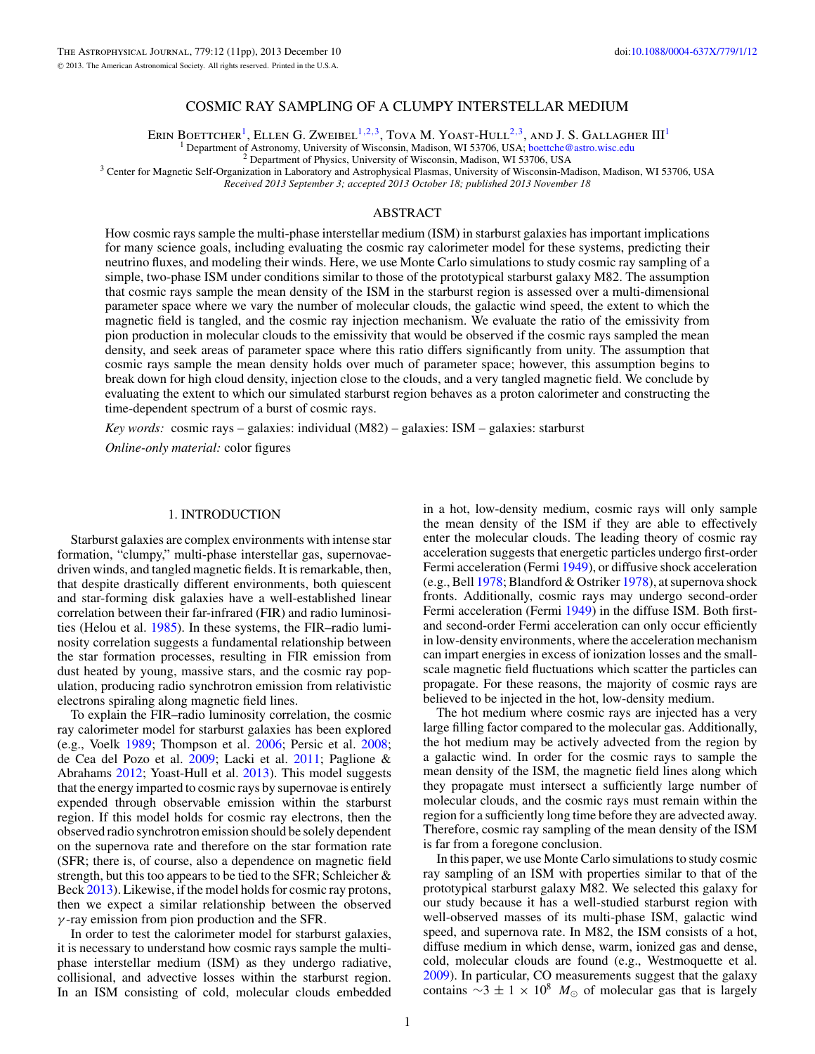# COSMIC RAY SAMPLING OF A CLUMPY INTERSTELLAR MEDIUM

Erin Boettcher[1], Ellen G. Zweibel[1,2,3], Tova M. Yoast-Hull[2,3], and J. S. Gallagher III[1]

[1] Department of Astronomy, University of Wisconsin, Madison, WI 53706, USA; boettche@astro.wisc.edu

[2] Department of Physics, University of Wisconsin, Madison, WI 53706, USA

[3] Center for Magnetic Self-Organization in Laboratory and Astrophysical Plasmas, University of Wisconsin-Madison, Madison, WI 53706, USA

*Received 2013 September 3; accepted 2013 October 18; published 2013 November 18*

## ABSTRACT

How cosmic rays sample the multi-phase interstellar medium (ISM) in starburst galaxies has important implications for many science goals, including evaluating the cosmic ray calorimeter model for these systems, predicting their neutrino fluxes, and modeling their winds. Here, we use Monte Carlo simulations to study cosmic ray sampling of a simple, two-phase ISM under conditions similar to those of the prototypical starburst galaxy M82. The assumption that cosmic rays sample the mean density of the ISM in the starburst region is assessed over a multi-dimensional parameter space where we vary the number of molecular clouds, the galactic wind speed, the extent to which the magnetic field is tangled, and the cosmic ray injection mechanism. We evaluate the ratio of the emissivity from pion production in molecular clouds to the emissivity that would be observed if the cosmic rays sampled the mean density, and seek areas of parameter space where this ratio differs significantly from unity. The assumption that cosmic rays sample the mean density holds over much of parameter space; however, this assumption begins to break down for high cloud density, injection close to the clouds, and a very tangled magnetic field. We conclude by evaluating the extent to which our simulated starburst region behaves as a proton calorimeter and constructing the time-dependent spectrum of a burst of cosmic rays.

*Key words:* cosmic rays – galaxies: individual (M82) – galaxies: ISM – galaxies: starburst

*Online-only material:* color figures

## 1. INTRODUCTION

Starburst galaxies are complex environments with intense star formation, "clumpy," multi-phase interstellar gas, supernovae-driven winds, and tangled magnetic fields. It is remarkable, then, that despite drastically different environments, both quiescent and star-forming disk galaxies have a well-established linear correlation between their far-infrared (FIR) and radio luminosities (Helou et al. 1985). In these systems, the FIR–radio luminosity correlation suggests a fundamental relationship between the star formation processes, resulting in FIR emission from dust heated by young, massive stars, and the cosmic ray population, producing radio synchrotron emission from relativistic electrons spiraling along magnetic field lines.

To explain the FIR–radio luminosity correlation, the cosmic ray calorimeter model for starburst galaxies has been explored (e.g., Voelk 1989; Thompson et al. 2006; Persic et al. 2008; de Cea del Pozo et al. 2009; Lacki et al. 2011; Paglione & Abrahams 2012; Yoast-Hull et al. 2013). This model suggests that the energy imparted to cosmic rays by supernovae is entirely expended through observable emission within the starburst region. If this model holds for cosmic ray electrons, then the observed radio synchrotron emission should be solely dependent on the supernova rate and therefore on the star formation rate (SFR; there is, of course, also a dependence on magnetic field strength, but this too appears to be tied to the SFR; Schleicher & Beck 2013). Likewise, if the model holds for cosmic ray protons, then we expect a similar relationship between the observed $\gamma$-ray emission from pion production and the SFR.

In order to test the calorimeter model for starburst galaxies, it is necessary to understand how cosmic rays sample the multi-phase interstellar medium (ISM) as they undergo radiative, collisional, and advective losses within the starburst region. In an ISM consisting of cold, molecular clouds embedded in a hot, low-density medium, cosmic rays will only sample the mean density of the ISM if they are able to effectively enter the molecular clouds. The leading theory of cosmic ray acceleration suggests that energetic particles undergo first-order Fermi acceleration (Fermi 1949), or diffusive shock acceleration (e.g., Bell 1978; Blandford & Ostriker 1978), at supernova shock fronts. Additionally, cosmic rays may undergo second-order Fermi acceleration (Fermi 1949) in the diffuse ISM. Both first- and second-order Fermi acceleration can only occur efficiently in low-density environments, where the acceleration mechanism can impart energies in excess of ionization losses and the small-scale magnetic field fluctuations which scatter the particles can propagate. For these reasons, the majority of cosmic rays are believed to be injected in the hot, low-density medium.

The hot medium where cosmic rays are injected has a very large filling factor compared to the molecular gas. Additionally, the hot medium may be actively advected from the region by a galactic wind. In order for the cosmic rays to sample the mean density of the ISM, the magnetic field lines along which they propagate must intersect a sufficiently large number of molecular clouds, and the cosmic rays must remain within the region for a sufficiently long time before they are advected away. Therefore, cosmic ray sampling of the mean density of the ISM is far from a foregone conclusion.

In this paper, we use Monte Carlo simulations to study cosmic ray sampling of an ISM with properties similar to that of the prototypical starburst galaxy M82. We selected this galaxy for our study because it has a well-studied starburst region with well-observed masses of its multi-phase ISM, galactic wind speed, and supernova rate. In M82, the ISM consists of a hot, diffuse medium in which dense, warm, ionized gas and dense, cold, molecular clouds are found (e.g., Westmoquette et al. 2009). In particular, CO measurements suggest that the galaxy contains $\sim 3 \pm 1 \times 10^8$ $M_\odot$ of molecular gas that is largely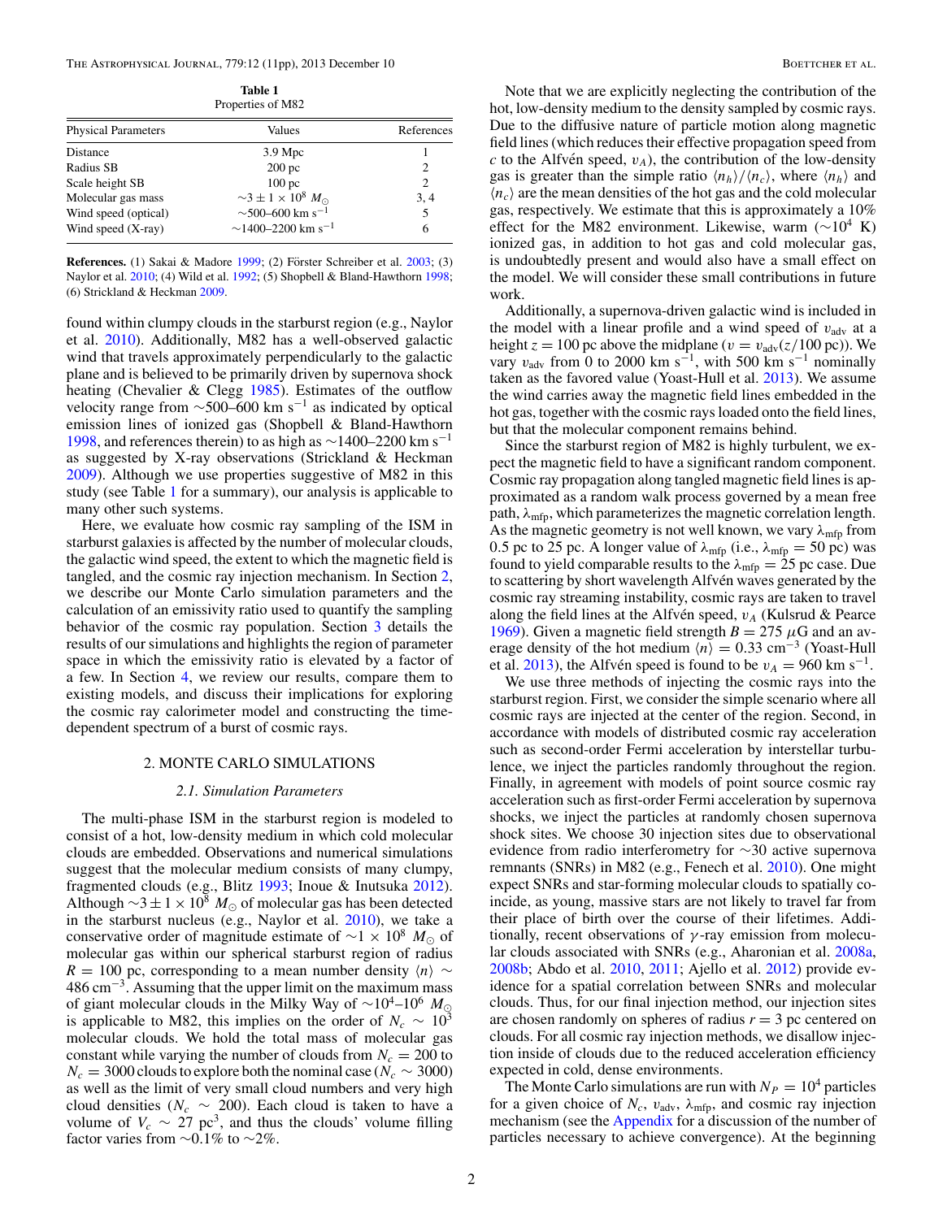**Table 1**
Properties of M82

| Physical Parameters | Values | References |
|---|---|---|
| Distance | 3.9 Mpc | 1 |
| Radius SB | 200 pc | 2 |
| Scale height SB | 100 pc | 2 |
| Molecular gas mass | $\sim 3 \pm 1 \times 10^8\ M_\odot$ | 3, 4 |
| Wind speed (optical) | $\sim$500–600 km s$^{-1}$ | 5 |
| Wind speed (X-ray) | $\sim$1400–2200 km s$^{-1}$ | 6 |

**References.** (1) Sakai & Madore 1999; (2) Förster Schreiber et al. 2003; (3) Naylor et al. 2010; (4) Wild et al. 1992; (5) Shopbell & Bland-Hawthorn 1998; (6) Strickland & Heckman 2009.

found within clumpy clouds in the starburst region (e.g., Naylor et al. 2010). Additionally, M82 has a well-observed galactic wind that travels approximately perpendicularly to the galactic plane and is believed to be primarily driven by supernova shock heating (Chevalier & Clegg 1985). Estimates of the outflow velocity range from $\sim$500–600 km s$^{-1}$ as indicated by optical emission lines of ionized gas (Shopbell & Bland-Hawthorn 1998, and references therein) to as high as $\sim$1400–2200 km s$^{-1}$ as suggested by X-ray observations (Strickland & Heckman 2009). Although we use properties suggestive of M82 in this study (see Table 1 for a summary), our analysis is applicable to many other such systems.

Here, we evaluate how cosmic ray sampling of the ISM in starburst galaxies is affected by the number of molecular clouds, the galactic wind speed, the extent to which the magnetic field is tangled, and the cosmic ray injection mechanism. In Section 2, we describe our Monte Carlo simulation parameters and the calculation of an emissivity ratio used to quantify the sampling behavior of the cosmic ray population. Section 3 details the results of our simulations and highlights the region of parameter space in which the emissivity ratio is elevated by a factor of a few. In Section 4, we review our results, compare them to existing models, and discuss their implications for exploring the cosmic ray calorimeter model and constructing the time-dependent spectrum of a burst of cosmic rays.

## 2. MONTE CARLO SIMULATIONS

### 2.1. Simulation Parameters

The multi-phase ISM in the starburst region is modeled to consist of a hot, low-density medium in which cold molecular clouds are embedded. Observations and numerical simulations suggest that the molecular medium consists of many clumpy, fragmented clouds (e.g., Blitz 1993; Inoue & Inutsuka 2012). Although $\sim 3 \pm 1 \times 10^8\ M_\odot$ of molecular gas has been detected in the starburst nucleus (e.g., Naylor et al. 2010), we take a conservative order of magnitude estimate of $\sim 1 \times 10^8\ M_\odot$ of molecular gas within our spherical starburst region of radius $R = 100$ pc, corresponding to a mean number density $\langle n \rangle \sim 486$ cm$^{-3}$. Assuming that the upper limit on the maximum mass of giant molecular clouds in the Milky Way of $\sim 10^4$–$10^6\ M_\odot$ is applicable to M82, this implies on the order of $N_c \sim 10^3$ molecular clouds. We hold the total mass of molecular gas constant while varying the number of clouds from $N_c = 200$ to $N_c = 3000$ clouds to explore both the nominal case ($N_c \sim 3000$) as well as the limit of very small cloud numbers and very high cloud densities ($N_c \sim 200$). Each cloud is taken to have a volume of $V_c \sim 27$ pc$^3$, and thus the clouds' volume filling factor varies from $\sim$0.1% to $\sim$2%.

Note that we are explicitly neglecting the contribution of the hot, low-density medium to the density sampled by cosmic rays. Due to the diffusive nature of particle motion along magnetic field lines (which reduces their effective propagation speed from $c$ to the Alfvén speed, $v_A$), the contribution of the low-density gas is greater than the simple ratio $\langle n_h \rangle / \langle n_c \rangle$, where $\langle n_h \rangle$ and $\langle n_c \rangle$ are the mean densities of the hot gas and the cold molecular gas, respectively. We estimate that this is approximately a 10% effect for the M82 environment. Likewise, warm ($\sim 10^4$ K) ionized gas, in addition to hot gas and cold molecular gas, is undoubtedly present and would also have a small effect on the model. We will consider these small contributions in future work.

Additionally, a supernova-driven galactic wind is included in the model with a linear profile and a wind speed of $v_{\rm adv}$ at a height $z = 100$ pc above the midplane ($v = v_{\rm adv}(z/100\ {\rm pc})$). We vary $v_{\rm adv}$ from 0 to 2000 km s$^{-1}$, with 500 km s$^{-1}$ nominally taken as the favored value (Yoast-Hull et al. 2013). We assume the wind carries away the magnetic field lines embedded in the hot gas, together with the cosmic rays loaded onto the field lines, but that the molecular component remains behind.

Since the starburst region of M82 is highly turbulent, we expect the magnetic field to have a significant random component. Cosmic ray propagation along tangled magnetic field lines is approximated as a random walk process governed by a mean free path, $\lambda_{\rm mfp}$, which parameterizes the magnetic correlation length. As the magnetic geometry is not well known, we vary $\lambda_{\rm mfp}$ from 0.5 pc to 25 pc. A longer value of $\lambda_{\rm mfp}$ (i.e., $\lambda_{\rm mfp} = 50$ pc) was found to yield comparable results to the $\lambda_{\rm mfp} = 25$ pc case. Due to scattering by short wavelength Alfvén waves generated by the cosmic ray streaming instability, cosmic rays are taken to travel along the field lines at the Alfvén speed, $v_A$ (Kulsrud & Pearce 1969). Given a magnetic field strength $B = 275\ \mu$G and an average density of the hot medium $\langle n \rangle = 0.33$ cm$^{-3}$ (Yoast-Hull et al. 2013), the Alfvén speed is found to be $v_A = 960$ km s$^{-1}$.

We use three methods of injecting the cosmic rays into the starburst region. First, we consider the simple scenario where all cosmic rays are injected at the center of the region. Second, in accordance with models of distributed cosmic ray acceleration such as second-order Fermi acceleration by interstellar turbulence, we inject the particles randomly throughout the region. Finally, in agreement with models of point source cosmic ray acceleration such as first-order Fermi acceleration by supernova shocks, we inject the particles at randomly chosen supernova shock sites. We choose 30 injection sites due to observational evidence from radio interferometry for $\sim$30 active supernova remnants (SNRs) in M82 (e.g., Fenech et al. 2010). One might expect SNRs and star-forming molecular clouds to spatially coincide, as young, massive stars are not likely to travel far from their place of birth over the course of their lifetimes. Additionally, recent observations of $\gamma$-ray emission from molecular clouds associated with SNRs (e.g., Aharonian et al. 2008a, 2008b; Abdo et al. 2010, 2011; Ajello et al. 2012) provide evidence for a spatial correlation between SNRs and molecular clouds. Thus, for our final injection method, our injection sites are chosen randomly on spheres of radius $r = 3$ pc centered on clouds. For all cosmic ray injection methods, we disallow injection inside of clouds due to the reduced acceleration efficiency expected in cold, dense environments.

The Monte Carlo simulations are run with $N_P = 10^4$ particles for a given choice of $N_c$, $v_{\rm adv}$, $\lambda_{\rm mfp}$, and cosmic ray injection mechanism (see the Appendix for a discussion of the number of particles necessary to achieve convergence). At the beginning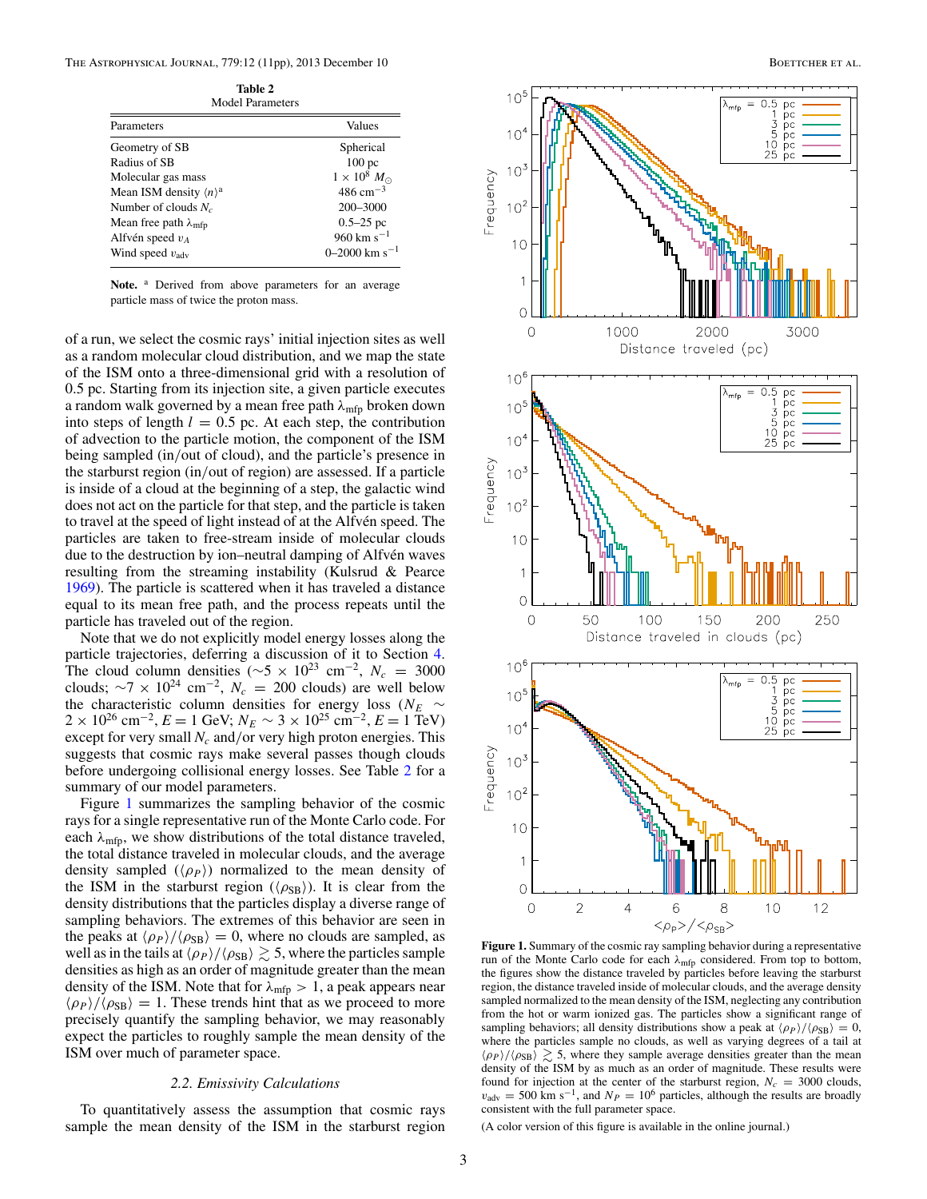**Table 2**
Model Parameters

| Parameters | Values |
|---|---|
| Geometry of SB | Spherical |
| Radius of SB | 100 pc |
| Molecular gas mass | $1 \times 10^8\ M_\odot$ |
| Mean ISM density $\langle n \rangle$[a] | 486 cm$^{-3}$ |
| Number of clouds $N_c$ | 200–3000 |
| Mean free path $\lambda_{\rm mfp}$ | 0.5–25 pc |
| Alfvén speed $v_A$ | 960 km s$^{-1}$ |
| Wind speed $v_{\rm adv}$ | 0–2000 km s$^{-1}$ |

**Note.** [a] Derived from above parameters for an average particle mass of twice the proton mass.

of a run, we select the cosmic rays' initial injection sites as well as a random molecular cloud distribution, and we map the state of the ISM onto a three-dimensional grid with a resolution of 0.5 pc. Starting from its injection site, a given particle executes a random walk governed by a mean free path $\lambda_{\rm mfp}$ broken down into steps of length $l = 0.5$ pc. At each step, the contribution of advection to the particle motion, the component of the ISM being sampled (in/out of cloud), and the particle's presence in the starburst region (in/out of region) are assessed. If a particle is inside of a cloud at the beginning of a step, the galactic wind does not act on the particle for that step, and the particle is taken to travel at the speed of light instead of at the Alfvén speed. The particles are taken to free-stream inside of molecular clouds due to the destruction by ion–neutral damping of Alfvén waves resulting from the streaming instability (Kulsrud & Pearce 1969). The particle is scattered when it has traveled a distance equal to its mean free path, and the process repeats until the particle has traveled out of the region.

Note that we do not explicitly model energy losses along the particle trajectories, deferring a discussion of it to Section 4. The cloud column densities ($\sim 5 \times 10^{23}$ cm$^{-2}$, $N_c = 3000$ clouds; $\sim 7 \times 10^{24}$ cm$^{-2}$, $N_c = 200$ clouds) are well below the characteristic column densities for energy loss ($N_E \sim 2 \times 10^{26}$ cm$^{-2}$, $E = 1$ GeV; $N_E \sim 3 \times 10^{25}$ cm$^{-2}$, $E = 1$ TeV) except for very small $N_c$ and/or very high proton energies. This suggests that cosmic rays make several passes though clouds before undergoing collisional energy losses. See Table 2 for a summary of our model parameters.

Figure 1 summarizes the sampling behavior of the cosmic rays for a single representative run of the Monte Carlo code. For each $\lambda_{\rm mfp}$, we show distributions of the total distance traveled, the total distance traveled in molecular clouds, and the average density sampled ($\langle \rho_P \rangle$) normalized to the mean density of the ISM in the starburst region ($\langle \rho_{\rm SB} \rangle$). It is clear from the density distributions that the particles display a diverse range of sampling behaviors. The extremes of this behavior are seen in the peaks at $\langle \rho_P \rangle / \langle \rho_{\rm SB} \rangle = 0$, where no clouds are sampled, as well as in the tails at $\langle \rho_P \rangle / \langle \rho_{\rm SB} \rangle \gtrsim 5$, where the particles sample densities as high as an order of magnitude greater than the mean density of the ISM. Note that for $\lambda_{\rm mfp} > 1$, a peak appears near $\langle \rho_P \rangle / \langle \rho_{\rm SB} \rangle = 1$. These trends hint that as we proceed to more precisely quantify the sampling behavior, we may reasonably expect the particles to roughly sample the mean density of the ISM over much of parameter space.

**Figure 1.** Summary of the cosmic ray sampling behavior during a representative run of the Monte Carlo code for each $\lambda_{\rm mfp}$ considered. From top to bottom, the figures show the distance traveled by particles before leaving the starburst region, the distance traveled inside of molecular clouds, and the average density sampled normalized to the mean density of the ISM, neglecting any contribution from the hot or warm ionized gas. The particles show a significant range of sampling behaviors; all density distributions show a peak at $\langle \rho_P \rangle / \langle \rho_{\rm SB} \rangle = 0$, where the particles sample no clouds, as well as varying degrees of a tail at $\langle \rho_P \rangle / \langle \rho_{\rm SB} \rangle \gtrsim 5$, where they sample average densities greater than the mean density of the ISM by as much as an order of magnitude. These results were found for injection at the center of the starburst region, $N_c = 3000$ clouds, $v_{\rm adv} = 500$ km s$^{-1}$, and $N_P = 10^6$ particles, although the results are broadly consistent with the full parameter space.

(A color version of this figure is available in the online journal.)

### 2.2. Emissivity Calculations

To quantitatively assess the assumption that cosmic rays sample the mean density of the ISM in the starburst region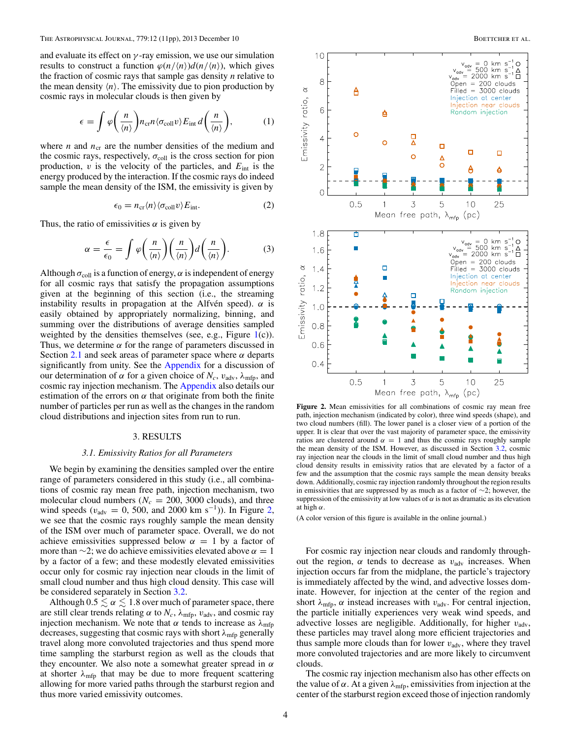and evaluate its effect on $\gamma$-ray emission, we use our simulation results to construct a function $\varphi(n/\langle n\rangle)d(n/\langle n\rangle)$, which gives the fraction of cosmic rays that sample gas density $n$ relative to the mean density $\langle n\rangle$. The emissivity due to pion production by cosmic rays in molecular clouds is then given by

$$\epsilon = \int \varphi\left(\frac{n}{\langle n\rangle}\right) n_{\rm cr} n \langle\sigma_{\rm coll} v\rangle E_{\rm int}\, d\left(\frac{n}{\langle n\rangle}\right), \tag{1}$$

where $n$ and $n_{\rm cr}$ are the number densities of the medium and the cosmic rays, respectively, $\sigma_{\rm coll}$ is the cross section for pion production, $v$ is the velocity of the particles, and $E_{\rm int}$ is the energy produced by the interaction. If the cosmic rays do indeed sample the mean density of the ISM, the emissivity is given by

$$\epsilon_0 = n_{\rm cr}\langle n\rangle\langle\sigma_{\rm coll} v\rangle E_{\rm int}. \tag{2}$$

Thus, the ratio of emissivities $\alpha$ is given by

$$\alpha = \frac{\epsilon}{\epsilon_0} = \int \varphi\left(\frac{n}{\langle n\rangle}\right)\left(\frac{n}{\langle n\rangle}\right) d\left(\frac{n}{\langle n\rangle}\right). \tag{3}$$

Although $\sigma_{\rm coll}$ is a function of energy, $\alpha$ is independent of energy for all cosmic rays that satisfy the propagation assumptions given at the beginning of this section (i.e., the streaming instability results in propagation at the Alfvén speed). $\alpha$ is easily obtained by appropriately normalizing, binning, and summing over the distributions of average densities sampled weighted by the densities themselves (see, e.g., Figure 1(c)). Thus, we determine $\alpha$ for the range of parameters discussed in Section 2.1 and seek areas of parameter space where $\alpha$ departs significantly from unity. See the Appendix for a discussion of our determination of $\alpha$ for a given choice of $N_c$, $v_{\rm adv}$, $\lambda_{\rm mfp}$, and cosmic ray injection mechanism. The Appendix also details our estimation of the errors on $\alpha$ that originate from both the finite number of particles per run as well as the changes in the random cloud distributions and injection sites from run to run.

## 3. RESULTS

### 3.1. Emissivity Ratios for all Parameters

We begin by examining the densities sampled over the entire range of parameters considered in this study (i.e., all combinations of cosmic ray mean free path, injection mechanism, two molecular cloud numbers ($N_c$ = 200, 3000 clouds), and three wind speeds ($v_{\rm adv}$ = 0, 500, and 2000 km s$^{-1}$)). In Figure 2, we see that the cosmic rays roughly sample the mean density of the ISM over much of parameter space. Overall, we do not achieve emissivities suppressed below $\alpha = 1$ by a factor of more than ~2; we do achieve emissivities elevated above $\alpha = 1$ by a factor of a few; and these modestly elevated emissivities occur only for cosmic ray injection near clouds in the limit of small cloud number and thus high cloud density. This case will be considered separately in Section 3.2.

Although $0.5 \lesssim \alpha \lesssim 1.8$ over much of parameter space, there are still clear trends relating $\alpha$ to $N_c$, $\lambda_{\rm mfp}$, $v_{\rm adv}$, and cosmic ray injection mechanism. We note that $\alpha$ tends to increase as $\lambda_{\rm mfp}$ decreases, suggesting that cosmic rays with short $\lambda_{\rm mfp}$ generally travel along more convoluted trajectories and thus spend more time sampling the starburst region as well as the clouds that they encounter. We also note a somewhat greater spread in $\alpha$ at shorter $\lambda_{\rm mfp}$ that may be due to more frequent scattering allowing for more varied paths through the starburst region and thus more varied emissivity outcomes.

**Figure 2.** Mean emissivities for all combinations of cosmic ray mean free path, injection mechanism (indicated by color), three wind speeds (shape), and two cloud numbers (fill). The lower panel is a closer view of a portion of the upper. It is clear that over the vast majority of parameter space, the emissivity ratios are clustered around $\alpha = 1$ and thus the cosmic rays roughly sample the mean density of the ISM. However, as discussed in Section 3.2, cosmic ray injection near the clouds in the limit of small cloud number and thus high cloud density results in emissivity ratios that are elevated by a factor of a few and the assumption that the cosmic rays sample the mean density breaks down. Additionally, cosmic ray injection randomly throughout the region results in emissivities that are suppressed by as much as a factor of ~2; however, the suppression of the emissivity at low values of $\alpha$ is not as dramatic as its elevation at high $\alpha$.

(A color version of this figure is available in the online journal.)

For cosmic ray injection near clouds and randomly throughout the region, $\alpha$ tends to decrease as $v_{\rm adv}$ increases. When injection occurs far from the midplane, the particle's trajectory is immediately affected by the wind, and advective losses dominate. However, for injection at the center of the region and short $\lambda_{\rm mfp}$, $\alpha$ instead increases with $v_{\rm adv}$. For central injection, the particle initially experiences very weak wind speeds, and advective losses are negligible. Additionally, for higher $v_{\rm adv}$, these particles may travel along more efficient trajectories and thus sample more clouds than for lower $v_{\rm adv}$, where they travel more convoluted trajectories and are more likely to circumvent clouds.

The cosmic ray injection mechanism also has other effects on the value of $\alpha$. At a given $\lambda_{\rm mfp}$, emissivities from injection at the center of the starburst region exceed those of injection randomly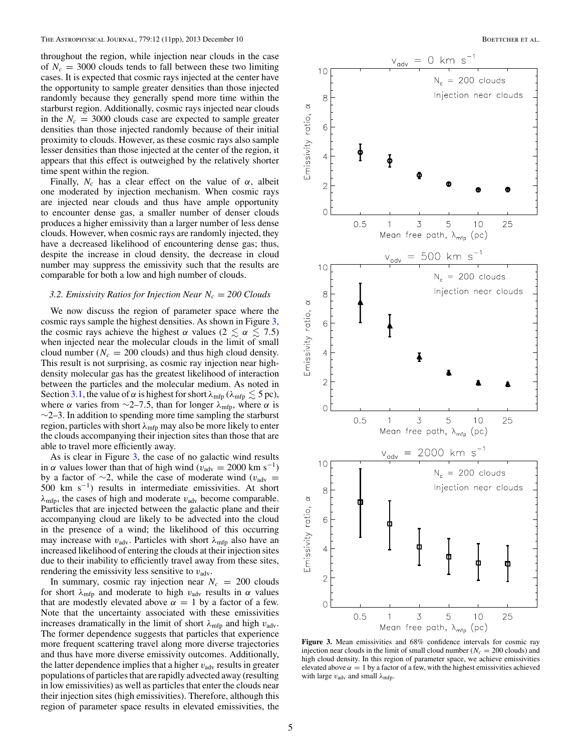throughout the region, while injection near clouds in the case of $N_c = 3000$ clouds tends to fall between these two limiting cases. It is expected that cosmic rays injected at the center have the opportunity to sample greater densities than those injected randomly because they generally spend more time within the starburst region. Additionally, cosmic rays injected near clouds in the $N_c = 3000$ clouds case are expected to sample greater densities than those injected randomly because of their initial proximity to clouds. However, as these cosmic rays also sample lesser densities than those injected at the center of the region, it appears that this effect is outweighed by the relatively shorter time spent within the region.

Finally, $N_c$ has a clear effect on the value of $\alpha$, albeit one moderated by injection mechanism. When cosmic rays are injected near clouds and thus have ample opportunity to encounter dense gas, a smaller number of denser clouds produces a higher emissivity than a larger number of less dense clouds. However, when cosmic rays are randomly injected, they have a decreased likelihood of encountering dense gas; thus, despite the increase in cloud density, the decrease in cloud number may suppress the emissivity such that the results are comparable for both a low and high number of clouds.

### 3.2. Emissivity Ratios for Injection Near $N_c = 200$ Clouds

We now discuss the region of parameter space where the cosmic rays sample the highest densities. As shown in Figure 3, the cosmic rays achieve the highest $\alpha$ values ($2 \lesssim \alpha \lesssim 7.5$) when injected near the molecular clouds in the limit of small cloud number ($N_c = 200$ clouds) and thus high cloud density. This result is not surprising, as cosmic ray injection near high-density molecular gas has the greatest likelihood of interaction between the particles and the molecular medium. As noted in Section 3.1, the value of $\alpha$ is highest for short $\lambda_{\rm mfp}$ ($\lambda_{\rm mfp} \lesssim 5$ pc), where $\alpha$ varies from ∼2–7.5, than for longer $\lambda_{\rm mfp}$, where $\alpha$ is ∼2–3. In addition to spending more time sampling the starburst region, particles with short $\lambda_{\rm mfp}$ may also be more likely to enter the clouds accompanying their injection sites than those that are able to travel more efficiently away.

As is clear in Figure 3, the case of no galactic wind results in $\alpha$ values lower than that of high wind ($v_{\rm adv} = 2000$ km s$^{-1}$) by a factor of ∼2, while the case of moderate wind ($v_{\rm adv} = 500$ km s$^{-1}$) results in intermediate emissivities. At short $\lambda_{\rm mfp}$, the cases of high and moderate $v_{\rm adv}$ become comparable. Particles that are injected between the galactic plane and their accompanying cloud are likely to be advected into the cloud in the presence of a wind; the likelihood of this occurring may increase with $v_{\rm adv}$. Particles with short $\lambda_{\rm mfp}$ also have an increased likelihood of entering the clouds at their injection sites due to their inability to efficiently travel away from these sites, rendering the emissivity less sensitive to $v_{\rm adv}$.

In summary, cosmic ray injection near $N_c = 200$ clouds for short $\lambda_{\rm mfp}$ and moderate to high $v_{\rm adv}$ results in $\alpha$ values that are modestly elevated above $\alpha = 1$ by a factor of a few. Note that the uncertainty associated with these emissivities increases dramatically in the limit of short $\lambda_{\rm mfp}$ and high $v_{\rm adv}$. The former dependence suggests that particles that experience more frequent scattering travel along more diverse trajectories and thus have more diverse emissivity outcomes. Additionally, the latter dependence implies that a higher $v_{\rm adv}$ results in greater populations of particles that are rapidly advected away (resulting in low emissivities) as well as particles that enter the clouds near their injection sites (high emissivities). Therefore, although this region of parameter space results in elevated emissivities, the

**Figure 3.** Mean emissivities and 68% confidence intervals for cosmic ray injection near clouds in the limit of small cloud number ($N_c = 200$ clouds) and high cloud density. In this region of parameter space, we achieve emissivities elevated above $\alpha = 1$ by a factor of a few, with the highest emissivities achieved with large $v_{\rm adv}$ and small $\lambda_{\rm mfp}$.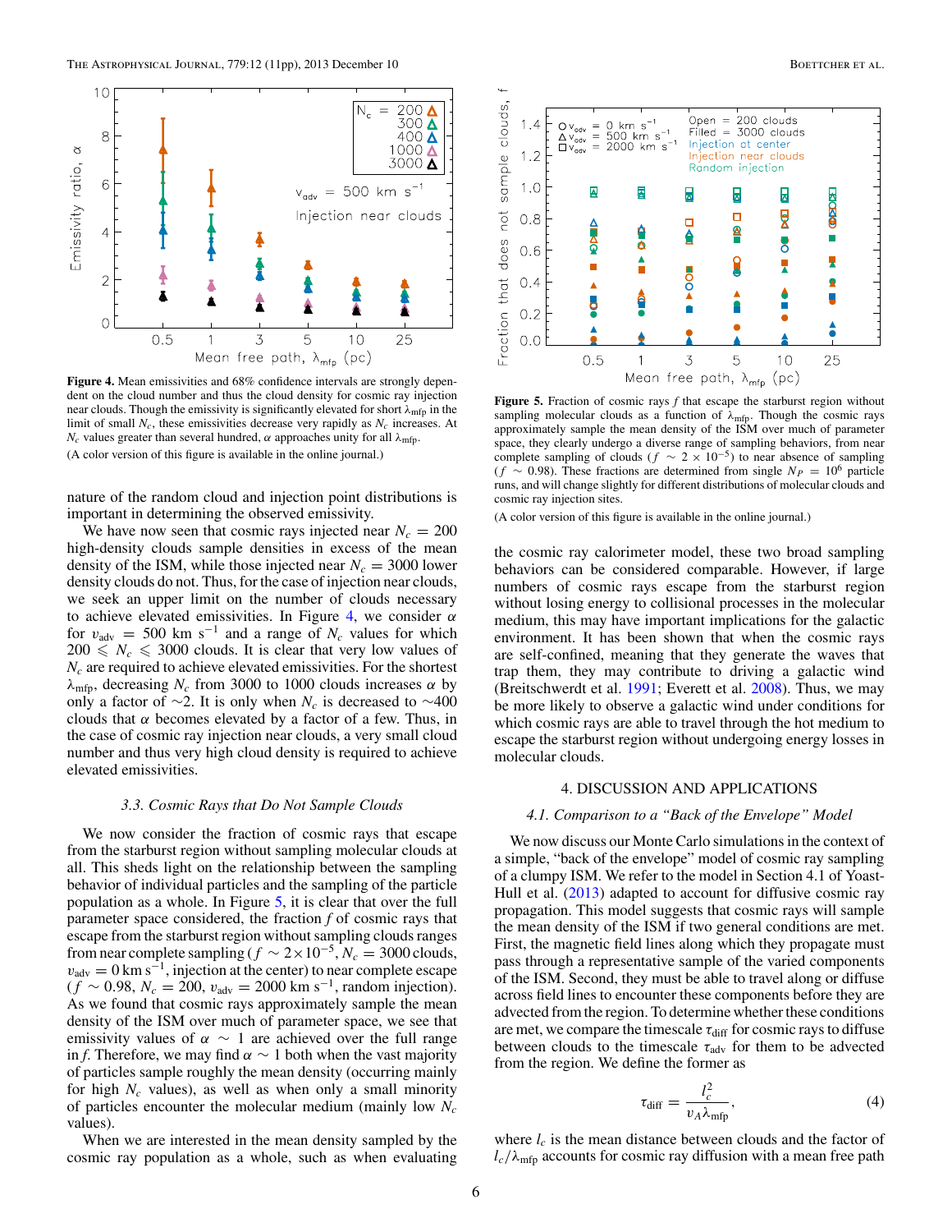**Figure 4.** Mean emissivities and 68% confidence intervals are strongly dependent on the cloud number and thus the cloud density for cosmic ray injection near clouds. Though the emissivity is significantly elevated for short $\lambda_{\rm mfp}$ in the limit of small $N_c$, these emissivities decrease very rapidly as $N_c$ increases. At $N_c$ values greater than several hundred, $\alpha$ approaches unity for all $\lambda_{\rm mfp}$.

(A color version of this figure is available in the online journal.)

**Figure 5.** Fraction of cosmic rays $f$ that escape the starburst region without sampling molecular clouds as a function of $\lambda_{\rm mfp}$. Though the cosmic rays approximately sample the mean density of the ISM over much of parameter space, they clearly undergo a diverse range of sampling behaviors, from near complete sampling of clouds ($f \sim 2 \times 10^{-5}$) to near absence of sampling ($f \sim 0.98$). These fractions are determined from single $N_P = 10^6$ particle runs, and will change slightly for different distributions of molecular clouds and cosmic ray injection sites.

(A color version of this figure is available in the online journal.)

nature of the random cloud and injection point distributions is important in determining the observed emissivity.

We have now seen that cosmic rays injected near $N_c = 200$ high-density clouds sample densities in excess of the mean density of the ISM, while those injected near $N_c = 3000$ lower density clouds do not. Thus, for the case of injection near clouds, we seek an upper limit on the number of clouds necessary to achieve elevated emissivities. In Figure 4, we consider $\alpha$ for $v_{\rm adv} = 500$ km s$^{-1}$ and a range of $N_c$ values for which $200 \leqslant N_c \leqslant 3000$ clouds. It is clear that very low values of $N_c$ are required to achieve elevated emissivities. For the shortest $\lambda_{\rm mfp}$, decreasing $N_c$ from 3000 to 1000 clouds increases $\alpha$ by only a factor of $\sim$2. It is only when $N_c$ is decreased to $\sim$400 clouds that $\alpha$ becomes elevated by a factor of a few. Thus, in the case of cosmic ray injection near clouds, a very small cloud number and thus very high cloud density is required to achieve elevated emissivities.

### 3.3. *Cosmic Rays that Do Not Sample Clouds*

We now consider the fraction of cosmic rays that escape from the starburst region without sampling molecular clouds at all. This sheds light on the relationship between the sampling behavior of individual particles and the sampling of the particle population as a whole. In Figure 5, it is clear that over the full parameter space considered, the fraction $f$ of cosmic rays that escape from the starburst region without sampling clouds ranges from near complete sampling ($f \sim 2\times10^{-5}$, $N_c = 3000$ clouds, $v_{\rm adv} = 0$ km s$^{-1}$, injection at the center) to near complete escape ($f \sim 0.98$, $N_c = 200$, $v_{\rm adv} = 2000$ km s$^{-1}$, random injection). As we found that cosmic rays approximately sample the mean density of the ISM over much of parameter space, we see that emissivity values of $\alpha \sim 1$ are achieved over the full range in $f$. Therefore, we may find $\alpha \sim 1$ both when the vast majority of particles sample roughly the mean density (occurring mainly for high $N_c$ values), as well as when only a small minority of particles encounter the molecular medium (mainly low $N_c$ values).

When we are interested in the mean density sampled by the cosmic ray population as a whole, such as when evaluating the cosmic ray calorimeter model, these two broad sampling behaviors can be considered comparable. However, if large numbers of cosmic rays escape from the starburst region without losing energy to collisional processes in the molecular medium, this may have important implications for the galactic environment. It has been shown that when the cosmic rays are self-confined, meaning that they generate the waves that trap them, they may contribute to driving a galactic wind (Breitschwerdt et al. 1991; Everett et al. 2008). Thus, we may be more likely to observe a galactic wind under conditions for which cosmic rays are able to travel through the hot medium to escape the starburst region without undergoing energy losses in molecular clouds.

## 4. DISCUSSION AND APPLICATIONS

### 4.1. *Comparison to a "Back of the Envelope" Model*

We now discuss our Monte Carlo simulations in the context of a simple, "back of the envelope" model of cosmic ray sampling of a clumpy ISM. We refer to the model in Section 4.1 of Yoast-Hull et al. (2013) adapted to account for diffusive cosmic ray propagation. This model suggests that cosmic rays will sample the mean density of the ISM if two general conditions are met. First, the magnetic field lines along which they propagate must pass through a representative sample of the varied components of the ISM. Second, they must be able to travel along or diffuse across field lines to encounter these components before they are advected from the region. To determine whether these conditions are met, we compare the timescale $\tau_{\rm diff}$ for cosmic rays to diffuse between clouds to the timescale $\tau_{\rm adv}$ for them to be advected from the region. We define the former as

$$\tau_{\rm diff} = \frac{l_c^2}{v_A \lambda_{\rm mfp}}, \qquad (4)$$

where $l_c$ is the mean distance between clouds and the factor of $l_c/\lambda_{\rm mfp}$ accounts for cosmic ray diffusion with a mean free path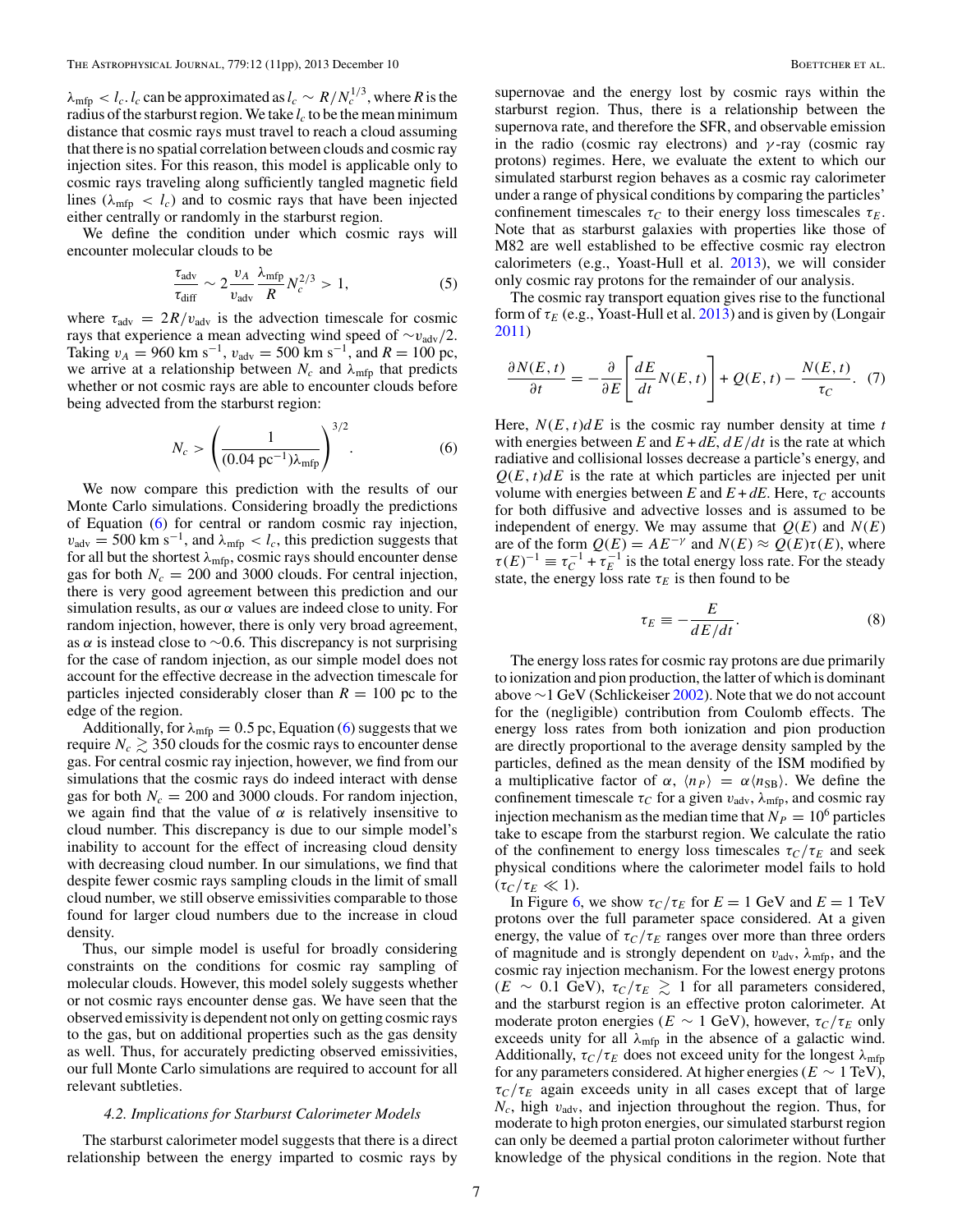$\lambda_{\rm mfp} < l_c$. $l_c$ can be approximated as $l_c \sim R/N_c^{1/3}$, where $R$ is the radius of the starburst region. We take $l_c$ to be the mean minimum distance that cosmic rays must travel to reach a cloud assuming that there is no spatial correlation between clouds and cosmic ray injection sites. For this reason, this model is applicable only to cosmic rays traveling along sufficiently tangled magnetic field lines ($\lambda_{\rm mfp} < l_c$) and to cosmic rays that have been injected either centrally or randomly in the starburst region.

We define the condition under which cosmic rays will encounter molecular clouds to be

$$\frac{\tau_{\rm adv}}{\tau_{\rm diff}} \sim 2\frac{v_A}{v_{\rm adv}}\frac{\lambda_{\rm mfp}}{R}N_c^{2/3} > 1, \tag{5}$$

where $\tau_{\rm adv} = 2R/v_{\rm adv}$ is the advection timescale for cosmic rays that experience a mean advecting wind speed of $\sim v_{\rm adv}/2$. Taking $v_A = 960$ km s$^{-1}$, $v_{\rm adv} = 500$ km s$^{-1}$, and $R = 100$ pc, we arrive at a relationship between $N_c$ and $\lambda_{\rm mfp}$ that predicts whether or not cosmic rays are able to encounter clouds before being advected from the starburst region:

$$N_c > \left(\frac{1}{(0.04\ {\rm pc}^{-1})\lambda_{\rm mfp}}\right)^{3/2}. \tag{6}$$

We now compare this prediction with the results of our Monte Carlo simulations. Considering broadly the predictions of Equation (6) for central or random cosmic ray injection, $v_{\rm adv} = 500$ km s$^{-1}$, and $\lambda_{\rm mfp} < l_c$, this prediction suggests that for all but the shortest $\lambda_{\rm mfp}$, cosmic rays should encounter dense gas for both $N_c = 200$ and 3000 clouds. For central injection, there is very good agreement between this prediction and our simulation results, as our $\alpha$ values are indeed close to unity. For random injection, however, there is only very broad agreement, as $\alpha$ is instead close to $\sim$0.6. This discrepancy is not surprising for the case of random injection, as our simple model does not account for the effective decrease in the advection timescale for particles injected considerably closer than $R = 100$ pc to the edge of the region.

Additionally, for $\lambda_{\rm mfp} = 0.5$ pc, Equation (6) suggests that we require $N_c \gtrsim 350$ clouds for the cosmic rays to encounter dense gas. For central cosmic ray injection, however, we find from our simulations that the cosmic rays do indeed interact with dense gas for both $N_c = 200$ and 3000 clouds. For random injection, we again find that the value of $\alpha$ is relatively insensitive to cloud number. This discrepancy is due to our simple model's inability to account for the effect of increasing cloud density with decreasing cloud number. In our simulations, we find that despite fewer cosmic rays sampling clouds in the limit of small cloud number, we still observe emissivities comparable to those found for larger cloud numbers due to the increase in cloud density.

Thus, our simple model is useful for broadly considering constraints on the conditions for cosmic ray sampling of molecular clouds. However, this model solely suggests whether or not cosmic rays encounter dense gas. We have seen that the observed emissivity is dependent not only on getting cosmic rays to the gas, but on additional properties such as the gas density as well. Thus, for accurately predicting observed emissivities, our full Monte Carlo simulations are required to account for all relevant subtleties.

### 4.2. Implications for Starburst Calorimeter Models

The starburst calorimeter model suggests that there is a direct relationship between the energy imparted to cosmic rays by supernovae and the energy lost by cosmic rays within the starburst region. Thus, there is a relationship between the supernova rate, and therefore the SFR, and observable emission in the radio (cosmic ray electrons) and $\gamma$-ray (cosmic ray protons) regimes. Here, we evaluate the extent to which our simulated starburst region behaves as a cosmic ray calorimeter under a range of physical conditions by comparing the particles' confinement timescales $\tau_C$ to their energy loss timescales $\tau_E$. Note that as starburst galaxies with properties like those of M82 are well established to be effective cosmic ray electron calorimeters (e.g., Yoast-Hull et al. 2013), we will consider only cosmic ray protons for the remainder of our analysis.

The cosmic ray transport equation gives rise to the functional form of $\tau_E$ (e.g., Yoast-Hull et al. 2013) and is given by (Longair 2011)

$$\frac{\partial N(E,t)}{\partial t} = -\frac{\partial}{\partial E}\left[\frac{dE}{dt}N(E,t)\right] + Q(E,t) - \frac{N(E,t)}{\tau_C}. \tag{7}$$

Here, $N(E,t)dE$ is the cosmic ray number density at time $t$ with energies between $E$ and $E+dE$, $dE/dt$ is the rate at which radiative and collisional losses decrease a particle's energy, and $Q(E,t)dE$ is the rate at which particles are injected per unit volume with energies between $E$ and $E+dE$. Here, $\tau_C$ accounts for both diffusive and advective losses and is assumed to be independent of energy. We may assume that $Q(E)$ and $N(E)$ are of the form $Q(E) = AE^{-\gamma}$ and $N(E) \approx Q(E)\tau(E)$, where $\tau(E)^{-1} \equiv \tau_C^{-1} + \tau_E^{-1}$ is the total energy loss rate. For the steady state, the energy loss rate $\tau_E$ is then found to be

$$\tau_E \equiv -\frac{E}{dE/dt}. \tag{8}$$

The energy loss rates for cosmic ray protons are due primarily to ionization and pion production, the latter of which is dominant above $\sim$1 GeV (Schlickeiser 2002). Note that we do not account for the (negligible) contribution from Coulomb effects. The energy loss rates from both ionization and pion production are directly proportional to the average density sampled by the particles, defined as the mean density of the ISM modified by a multiplicative factor of $\alpha$, $\langle n_P\rangle = \alpha\langle n_{\rm SB}\rangle$. We define the confinement timescale $\tau_C$ for a given $v_{\rm adv}$, $\lambda_{\rm mfp}$, and cosmic ray injection mechanism as the median time that $N_P = 10^6$ particles take to escape from the starburst region. We calculate the ratio of the confinement to energy loss timescales $\tau_C/\tau_E$ and seek physical conditions where the calorimeter model fails to hold ($\tau_C/\tau_E \ll 1$).

In Figure 6, we show $\tau_C/\tau_E$ for $E = 1$ GeV and $E = 1$ TeV protons over the full parameter space considered. At a given energy, the value of $\tau_C/\tau_E$ ranges over more than three orders of magnitude and is strongly dependent on $v_{\rm adv}$, $\lambda_{\rm mfp}$, and the cosmic ray injection mechanism. For the lowest energy protons ($E \sim 0.1$ GeV), $\tau_C/\tau_E \gtrsim 1$ for all parameters considered, and the starburst region is an effective proton calorimeter. At moderate proton energies ($E \sim 1$ GeV), however, $\tau_C/\tau_E$ only exceeds unity for all $\lambda_{\rm mfp}$ in the absence of a galactic wind. Additionally, $\tau_C/\tau_E$ does not exceed unity for the longest $\lambda_{\rm mfp}$ for any parameters considered. At higher energies ($E \sim 1$ TeV), $\tau_C/\tau_E$ again exceeds unity in all cases except that of large $N_c$, high $v_{\rm adv}$, and injection throughout the region. Thus, for moderate to high proton energies, our simulated starburst region can only be deemed a partial proton calorimeter without further knowledge of the physical conditions in the region. Note that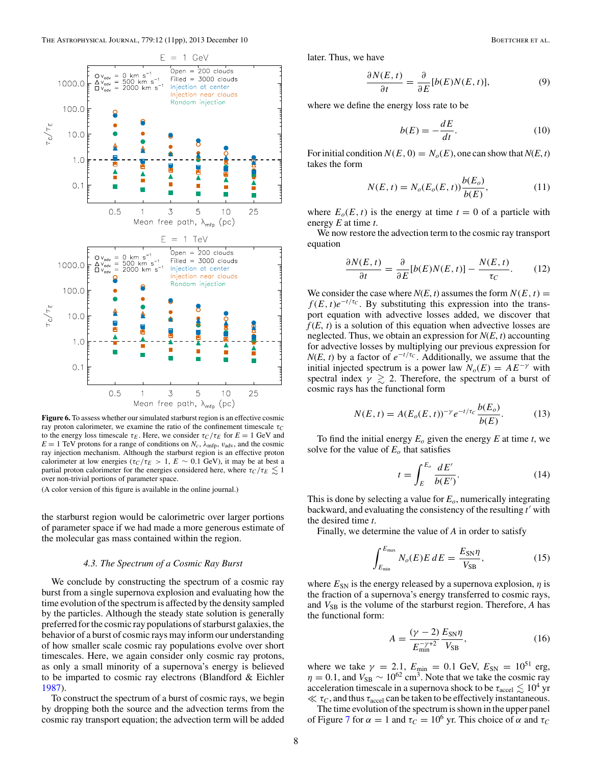**Figure 6.** To assess whether our simulated starburst region is an effective cosmic ray proton calorimeter, we examine the ratio of the confinement timescale $\tau_C$ to the energy loss timescale $\tau_E$. Here, we consider $\tau_C/\tau_E$ for $E = 1$ GeV and $E = 1$ TeV protons for a range of conditions on $N_c$, $\lambda_{\rm mfp}$, $v_{\rm adv}$, and the cosmic ray injection mechanism. Although the starburst region is an effective proton calorimeter at low energies ($\tau_C/\tau_E > 1$, $E \sim 0.1$ GeV), it may be at best a partial proton calorimeter for the energies considered here, where $\tau_C/\tau_E \lesssim 1$ over non-trivial portions of parameter space.

(A color version of this figure is available in the online journal.)

the starburst region would be calorimetric over larger portions of parameter space if we had made a more generous estimate of the molecular gas mass contained within the region.

### *4.3. The Spectrum of a Cosmic Ray Burst*

We conclude by constructing the spectrum of a cosmic ray burst from a single supernova explosion and evaluating how the time evolution of the spectrum is affected by the density sampled by the particles. Although the steady state solution is generally preferred for the cosmic ray populations of starburst galaxies, the behavior of a burst of cosmic rays may inform our understanding of how smaller scale cosmic ray populations evolve over short timescales. Here, we again consider only cosmic ray protons, as only a small minority of a supernova's energy is believed to be imparted to cosmic ray electrons (Blandford & Eichler 1987).

To construct the spectrum of a burst of cosmic rays, we begin by dropping both the source and the advection terms from the cosmic ray transport equation; the advection term will be added later. Thus, we have

$$\frac{\partial N(E,t)}{\partial t} = \frac{\partial}{\partial E}[b(E)N(E,t)], \tag{9}$$

where we define the energy loss rate to be

$$b(E) = -\frac{dE}{dt}. \tag{10}$$

For initial condition $N(E, 0) = N_o(E)$, one can show that $N(E, t)$ takes the form

$$N(E,t) = N_o(E_o(E,t))\frac{b(E_o)}{b(E)}, \tag{11}$$

where $E_o(E, t)$ is the energy at time $t = 0$ of a particle with energy $E$ at time $t$.

We now restore the advection term to the cosmic ray transport equation

$$\frac{\partial N(E,t)}{\partial t} = \frac{\partial}{\partial E}[b(E)N(E,t)] - \frac{N(E,t)}{\tau_C}. \tag{12}$$

We consider the case where $N(E, t)$ assumes the form $N(E, t) = f(E, t)e^{-t/\tau_C}$. By substituting this expression into the transport equation with advective losses added, we discover that $f(E, t)$ is a solution of this equation when advective losses are neglected. Thus, we obtain an expression for $N(E, t)$ accounting for advective losses by multiplying our previous expression for $N(E, t)$ by a factor of $e^{-t/\tau_C}$. Additionally, we assume that the initial injected spectrum is a power law $N_o(E) = AE^{-\gamma}$ with spectral index $\gamma \gtrsim 2$. Therefore, the spectrum of a burst of cosmic rays has the functional form

$$N(E,t) = A(E_o(E,t))^{-\gamma}e^{-t/\tau_C}\frac{b(E_o)}{b(E)}. \tag{13}$$

To find the initial energy $E_o$ given the energy $E$ at time $t$, we solve for the value of $E_o$ that satisfies

$$t = \int_E^{E_o} \frac{dE'}{b(E')}. \tag{14}$$

This is done by selecting a value for $E_o$, numerically integrating backward, and evaluating the consistency of the resulting $t'$ with the desired time $t$.

Finally, we determine the value of $A$ in order to satisfy

$$\int_{E_{\rm min}}^{E_{\rm max}} N_o(E)E\,dE = \frac{E_{\rm SN}\eta}{V_{\rm SB}}, \tag{15}$$

where $E_{\rm SN}$ is the energy released by a supernova explosion, $\eta$ is the fraction of a supernova's energy transferred to cosmic rays, and $V_{\rm SB}$ is the volume of the starburst region. Therefore, $A$ has the functional form:

$$A = \frac{(\gamma-2)}{E_{\rm min}^{-\gamma+2}}\frac{E_{\rm SN}\eta}{V_{\rm SB}}, \tag{16}$$

where we take $\gamma = 2.1$, $E_{\rm min} = 0.1$ GeV, $E_{\rm SN} = 10^{51}$ erg, $\eta = 0.1$, and $V_{\rm SB} \sim 10^{62}$ cm$^3$. Note that we take the cosmic ray acceleration timescale in a supernova shock to be $\tau_{\rm accel} \lesssim 10^4$ yr $\ll \tau_C$, and thus $\tau_{\rm accel}$ can be taken to be effectively instantaneous.

The time evolution of the spectrum is shown in the upper panel of Figure 7 for $\alpha = 1$ and $\tau_C = 10^6$ yr. This choice of $\alpha$ and $\tau_C$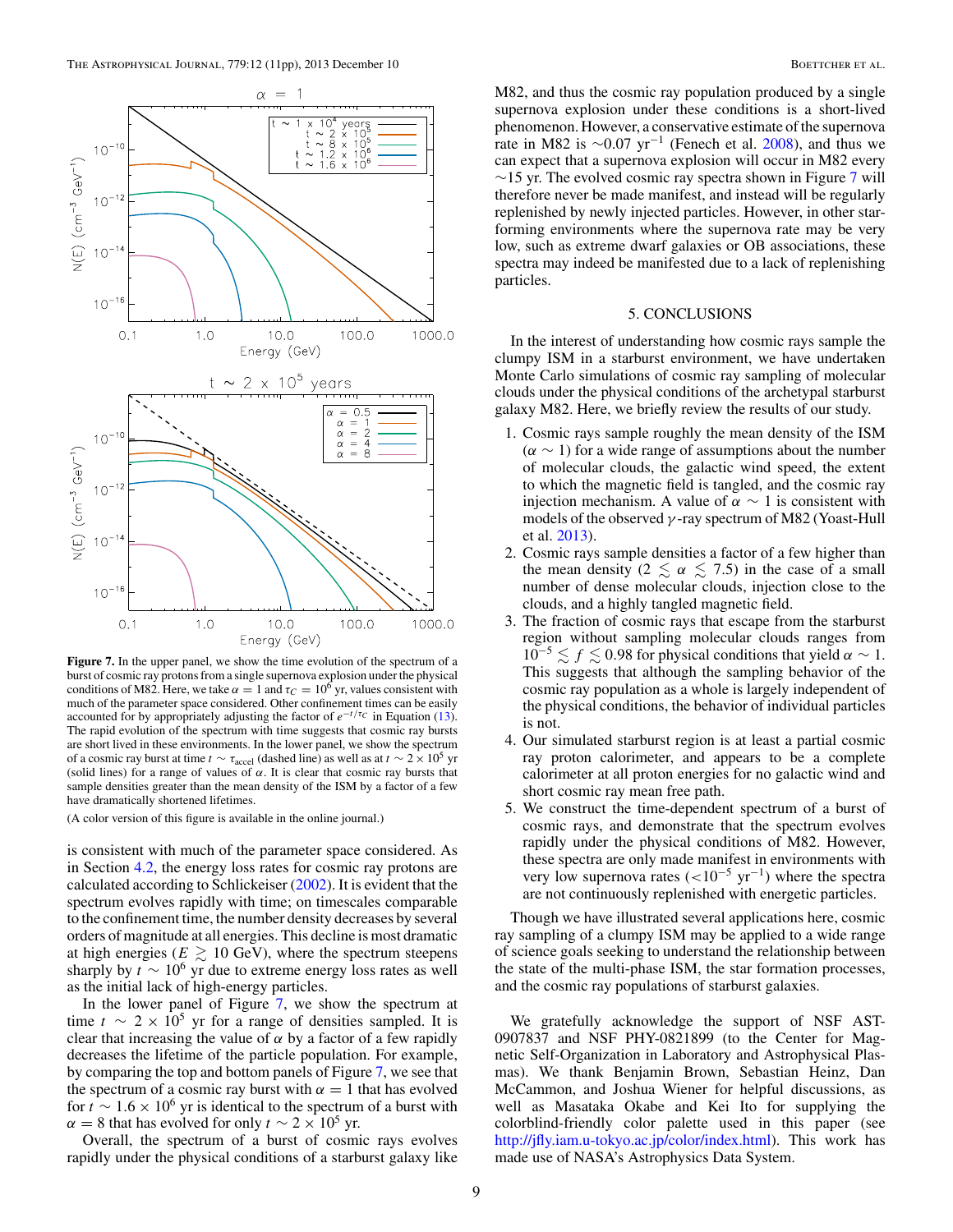**Figure 7.** In the upper panel, we show the time evolution of the spectrum of a burst of cosmic ray protons from a single supernova explosion under the physical conditions of M82. Here, we take $\alpha = 1$ and $\tau_C = 10^6$ yr, values consistent with much of the parameter space considered. Other confinement times can be easily accounted for by appropriately adjusting the factor of $e^{-t/\tau_C}$ in Equation (13). The rapid evolution of the spectrum with time suggests that cosmic ray bursts are short lived in these environments. In the lower panel, we show the spectrum of a cosmic ray burst at time $t \sim \tau_{\rm accel}$ (dashed line) as well as at $t \sim 2 \times 10^5$ yr (solid lines) for a range of values of $\alpha$. It is clear that cosmic ray bursts that sample densities greater than the mean density of the ISM by a factor of a few have dramatically shortened lifetimes.

(A color version of this figure is available in the online journal.)

is consistent with much of the parameter space considered. As in Section 4.2, the energy loss rates for cosmic ray protons are calculated according to Schlickeiser (2002). It is evident that the spectrum evolves rapidly with time; on timescales comparable to the confinement time, the number density decreases by several orders of magnitude at all energies. This decline is most dramatic at high energies ($E \gtrsim 10$ GeV), where the spectrum steepens sharply by $t \sim 10^6$ yr due to extreme energy loss rates as well as the initial lack of high-energy particles.

In the lower panel of Figure 7, we show the spectrum at time $t \sim 2 \times 10^5$ yr for a range of densities sampled. It is clear that increasing the value of $\alpha$ by a factor of a few rapidly decreases the lifetime of the particle population. For example, by comparing the top and bottom panels of Figure 7, we see that the spectrum of a cosmic ray burst with $\alpha = 1$ that has evolved for $t \sim 1.6 \times 10^6$ yr is identical to the spectrum of a burst with $\alpha = 8$ that has evolved for only $t \sim 2 \times 10^5$ yr.

Overall, the spectrum of a burst of cosmic rays evolves rapidly under the physical conditions of a starburst galaxy like M82, and thus the cosmic ray population produced by a single supernova explosion under these conditions is a short-lived phenomenon. However, a conservative estimate of the supernova rate in M82 is $\sim$0.07 yr$^{-1}$ (Fenech et al. 2008), and thus we can expect that a supernova explosion will occur in M82 every $\sim$15 yr. The evolved cosmic ray spectra shown in Figure 7 will therefore never be made manifest, and instead will be regularly replenished by newly injected particles. However, in other star-forming environments where the supernova rate may be very low, such as extreme dwarf galaxies or OB associations, these spectra may indeed be manifested due to a lack of replenishing particles.

## 5. CONCLUSIONS

In the interest of understanding how cosmic rays sample the clumpy ISM in a starburst environment, we have undertaken Monte Carlo simulations of cosmic ray sampling of molecular clouds under the physical conditions of the archetypal starburst galaxy M82. Here, we briefly review the results of our study.

1. Cosmic rays sample roughly the mean density of the ISM ($\alpha \sim 1$) for a wide range of assumptions about the number of molecular clouds, the galactic wind speed, the extent to which the magnetic field is tangled, and the cosmic ray injection mechanism. A value of $\alpha \sim 1$ is consistent with models of the observed $\gamma$-ray spectrum of M82 (Yoast-Hull et al. 2013).
2. Cosmic rays sample densities a factor of a few higher than the mean density ($2 \lesssim \alpha \lesssim 7.5$) in the case of a small number of dense molecular clouds, injection close to the clouds, and a highly tangled magnetic field.
3. The fraction of cosmic rays that escape from the starburst region without sampling molecular clouds ranges from $10^{-5} \lesssim f \lesssim 0.98$ for physical conditions that yield $\alpha \sim 1$. This suggests that although the sampling behavior of the cosmic ray population as a whole is largely independent of the physical conditions, the behavior of individual particles is not.
4. Our simulated starburst region is at least a partial cosmic ray proton calorimeter, and appears to be a complete calorimeter at all proton energies for no galactic wind and short cosmic ray mean free path.
5. We construct the time-dependent spectrum of a burst of cosmic rays, and demonstrate that the spectrum evolves rapidly under the physical conditions of M82. However, these spectra are only made manifest in environments with very low supernova rates ($<10^{-5}$ yr$^{-1}$) where the spectra are not continuously replenished with energetic particles.

Though we have illustrated several applications here, cosmic ray sampling of a clumpy ISM may be applied to a wide range of science goals seeking to understand the relationship between the state of the multi-phase ISM, the star formation processes, and the cosmic ray populations of starburst galaxies.

We gratefully acknowledge the support of NSF AST-0907837 and NSF PHY-0821899 (to the Center for Magnetic Self-Organization in Laboratory and Astrophysical Plasmas). We thank Benjamin Brown, Sebastian Heinz, Dan McCammon, and Joshua Wiener for helpful discussions, as well as Masataka Okabe and Kei Ito for supplying the colorblind-friendly color palette used in this paper (see http://jfly.iam.u-tokyo.ac.jp/color/index.html). This work has made use of NASA's Astrophysics Data System.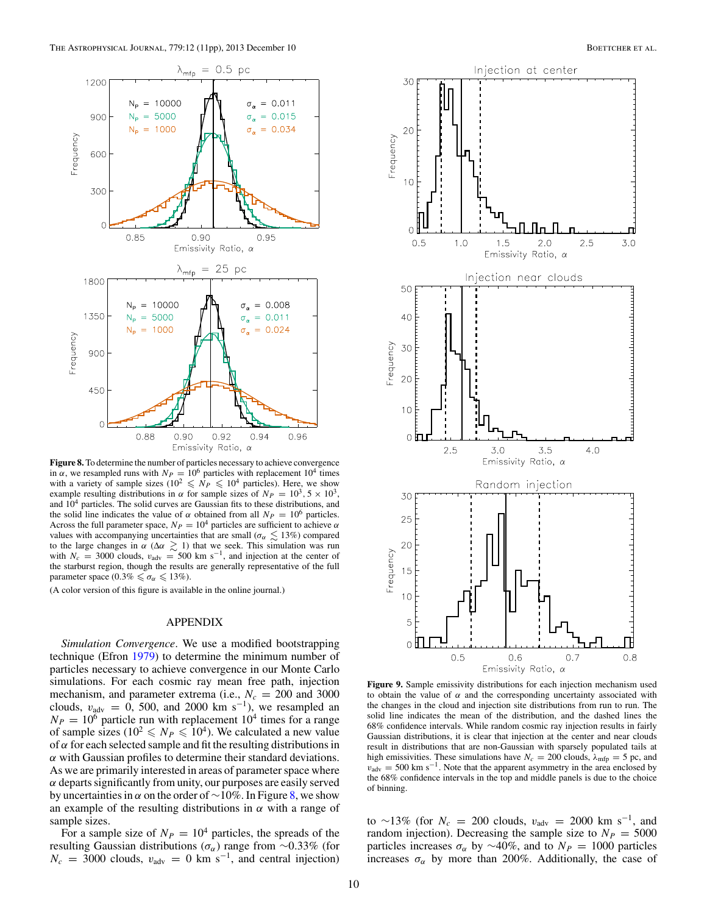**Figure 8.** To determine the number of particles necessary to achieve convergence in $\alpha$, we resampled runs with $N_P = 10^6$ particles with replacement $10^4$ times with a variety of sample sizes ($10^2 \leqslant N_P \leqslant 10^4$ particles). Here, we show example resulting distributions in $\alpha$ for sample sizes of $N_P = 10^3, 5 \times 10^3$, and $10^4$ particles. The solid curves are Gaussian fits to these distributions, and the solid line indicates the value of $\alpha$ obtained from all $N_P = 10^6$ particles. Across the full parameter space, $N_P = 10^4$ particles are sufficient to achieve $\alpha$ values with accompanying uncertainties that are small ($\sigma_\alpha \lesssim 13\%$) compared to the large changes in $\alpha$ ($\Delta\alpha \gtrsim 1$) that we seek. This simulation was run with $N_c = 3000$ clouds, $v_{\rm adv} = 500$ km s$^{-1}$, and injection at the center of the starburst region, though the results are generally representative of the full parameter space ($0.3\% \leqslant \sigma_\alpha \leqslant 13\%$).

(A color version of this figure is available in the online journal.)

**Figure 9.** Sample emissivity distributions for each injection mechanism used to obtain the value of $\alpha$ and the corresponding uncertainty associated with the changes in the cloud and injection site distributions from run to run. The solid line indicates the mean of the distribution, and the dashed lines the 68% confidence intervals. While random cosmic ray injection results in fairly Gaussian distributions, it is clear that injection at the center and near clouds result in distributions that are non-Gaussian with sparsely populated tails at high emissivities. These simulations have $N_c = 200$ clouds, $\lambda_{\rm mfp} = 5$ pc, and $v_{\rm adv} = 500$ km s$^{-1}$. Note that the apparent asymmetry in the area enclosed by the 68% confidence intervals in the top and middle panels is due to the choice of binning.

## APPENDIX

*Simulation Convergence*. We use a modified bootstrapping technique (Efron 1979) to determine the minimum number of particles necessary to achieve convergence in our Monte Carlo simulations. For each cosmic ray mean free path, injection mechanism, and parameter extrema (i.e., $N_c = 200$ and 3000 clouds, $v_{\rm adv} = 0$, 500, and 2000 km s$^{-1}$), we resampled an $N_P = 10^6$ particle run with replacement $10^4$ times for a range of sample sizes ($10^2 \leqslant N_P \leqslant 10^4$). We calculated a new value of $\alpha$ for each selected sample and fit the resulting distributions in $\alpha$ with Gaussian profiles to determine their standard deviations. As we are primarily interested in areas of parameter space where $\alpha$ departs significantly from unity, our purposes are easily served by uncertainties in $\alpha$ on the order of $\sim$10%. In Figure 8, we show an example of the resulting distributions in $\alpha$ with a range of sample sizes.

For a sample size of $N_P = 10^4$ particles, the spreads of the resulting Gaussian distributions ($\sigma_\alpha$) range from $\sim$0.33% (for $N_c = 3000$ clouds, $v_{\rm adv} = 0$ km s$^{-1}$, and central injection) to $\sim$13% (for $N_c = 200$ clouds, $v_{\rm adv} = 2000$ km s$^{-1}$, and random injection). Decreasing the sample size to $N_P = 5000$ particles increases $\sigma_\alpha$ by $\sim$40%, and to $N_P = 1000$ particles increases $\sigma_\alpha$ by more than 200%. Additionally, the case of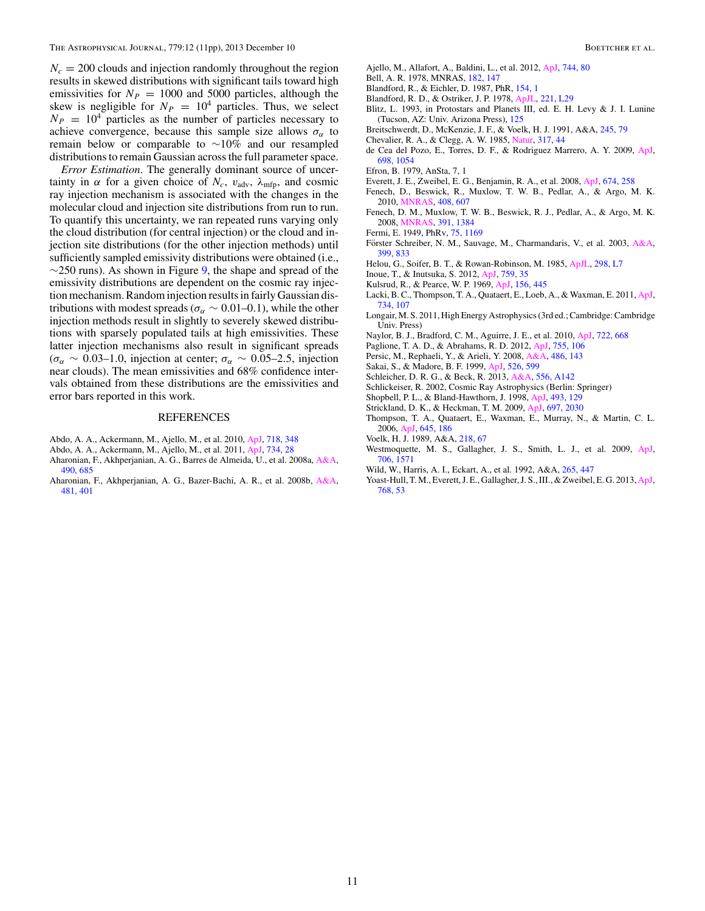$N_c = 200$ clouds and injection randomly throughout the region results in skewed distributions with significant tails toward high emissivities for $N_P = 1000$ and 5000 particles, although the skew is negligible for $N_P = 10^4$ particles. Thus, we select $N_P = 10^4$ particles as the number of particles necessary to achieve convergence, because this sample size allows $\sigma_\alpha$ to remain below or comparable to $\sim$10% and our resampled distributions to remain Gaussian across the full parameter space.

*Error Estimation*. The generally dominant source of uncertainty in $\alpha$ for a given choice of $N_c$, $v_{\rm adv}$, $\lambda_{\rm mfp}$, and cosmic ray injection mechanism is associated with the changes in the molecular cloud and injection site distributions from run to run. To quantify this uncertainty, we ran repeated runs varying only the cloud distribution (for central injection) or the cloud and injection site distributions (for the other injection methods) until sufficiently sampled emissivity distributions were obtained (i.e., $\sim$250 runs). As shown in Figure 9, the shape and spread of the emissivity distributions are dependent on the cosmic ray injection mechanism. Random injection results in fairly Gaussian distributions with modest spreads ($\sigma_\alpha \sim 0.01$–0.1), while the other injection methods result in slightly to severely skewed distributions with sparsely populated tails at high emissivities. These latter injection mechanisms also result in significant spreads ($\sigma_\alpha \sim 0.03$–1.0, injection at center; $\sigma_\alpha \sim 0.05$–2.5, injection near clouds). The mean emissivities and 68% confidence intervals obtained from these distributions are the emissivities and error bars reported in this work.

## REFERENCES

Abdo, A. A., Ackermann, M., Ajello, M., et al. 2010, ApJ, 718, 348

Abdo, A. A., Ackermann, M., Ajello, M., et al. 2011, ApJ, 734, 28

Aharonian, F., Akhperjanian, A. G., Barres de Almeida, U., et al. 2008a, A&A, 490, 685

Aharonian, F., Akhperjanian, A. G., Bazer-Bachi, A. R., et al. 2008b, A&A, 481, 401

Ajello, M., Allafort, A., Baldini, L., et al. 2012, ApJ, 744, 80

Bell, A. R. 1978, MNRAS, 182, 147

Blandford, R., & Eichler, D. 1987, PhR, 154, 1

Blandford, R. D., & Ostriker, J. P. 1978, ApJL, 221, L29

Blitz, L. 1993, in Protostars and Planets III, ed. E. H. Levy & J. I. Lunine (Tucson, AZ: Univ. Arizona Press), 125

Breitschwerdt, D., McKenzie, J. F., & Voelk, H. J. 1991, A&A, 245, 79

Chevalier, R. A., & Clegg, A. W. 1985, Natur, 317, 44

de Cea del Pozo, E., Torres, D. F., & Rodriguez Marrero, A. Y. 2009, ApJ, 698, 1054

Efron, B. 1979, AnSta, 7, 1

Everett, J. E., Zweibel, E. G., Benjamin, R. A., et al. 2008, ApJ, 674, 258

Fenech, D., Beswick, R., Muxlow, T. W. B., Pedlar, A., & Argo, M. K. 2010, MNRAS, 408, 607

Fenech, D. M., Muxlow, T. W. B., Beswick, R. J., Pedlar, A., & Argo, M. K. 2008, MNRAS, 391, 1384

Fermi, E. 1949, PhRv, 75, 1169

Förster Schreiber, N. M., Sauvage, M., Charmandaris, V., et al. 2003, A&A, 399, 833

Helou, G., Soifer, B. T., & Rowan-Robinson, M. 1985, ApJL, 298, L7

Inoue, T., & Inutsuka, S. 2012, ApJ, 759, 35

Kulsrud, R., & Pearce, W. P. 1969, ApJ, 156, 445

Lacki, B. C., Thompson, T. A., Quataert, E., Loeb, A., & Waxman, E. 2011, ApJ, 734, 107

Longair, M. S. 2011, High Energy Astrophysics (3rd ed.; Cambridge: Cambridge Univ. Press)

Naylor, B. J., Bradford, C. M., Aguirre, J. E., et al. 2010, ApJ, 722, 668

Paglione, T. A. D., & Abrahams, R. D. 2012, ApJ, 755, 106

Persic, M., Rephaeli, Y., & Arieli, Y. 2008, A&A, 486, 143

Sakai, S., & Madore, B. F. 1999, ApJ, 526, 599

Schleicher, D. R. G., & Beck, R. 2013, A&A, 556, A142

Schlickeiser, R. 2002, Cosmic Ray Astrophysics (Berlin: Springer)

Shopbell, P. L., & Bland-Hawthorn, J. 1998, ApJ, 493, 129

Strickland, D. K., & Heckman, T. M. 2009, ApJ, 697, 2030

Thompson, T. A., Quataert, E., Waxman, E., Murray, N., & Martin, C. L. 2006, ApJ, 645, 186

Voelk, H. J. 1989, A&A, 218, 67

Westmoquette, M. S., Gallagher, J. S., Smith, L. J., et al. 2009, ApJ, 706, 1571

Wild, W., Harris, A. I., Eckart, A., et al. 1992, A&A, 265, 447

Yoast-Hull, T. M., Everett, J. E., Gallagher, J. S., III., & Zweibel, E. G. 2013, ApJ, 768, 53